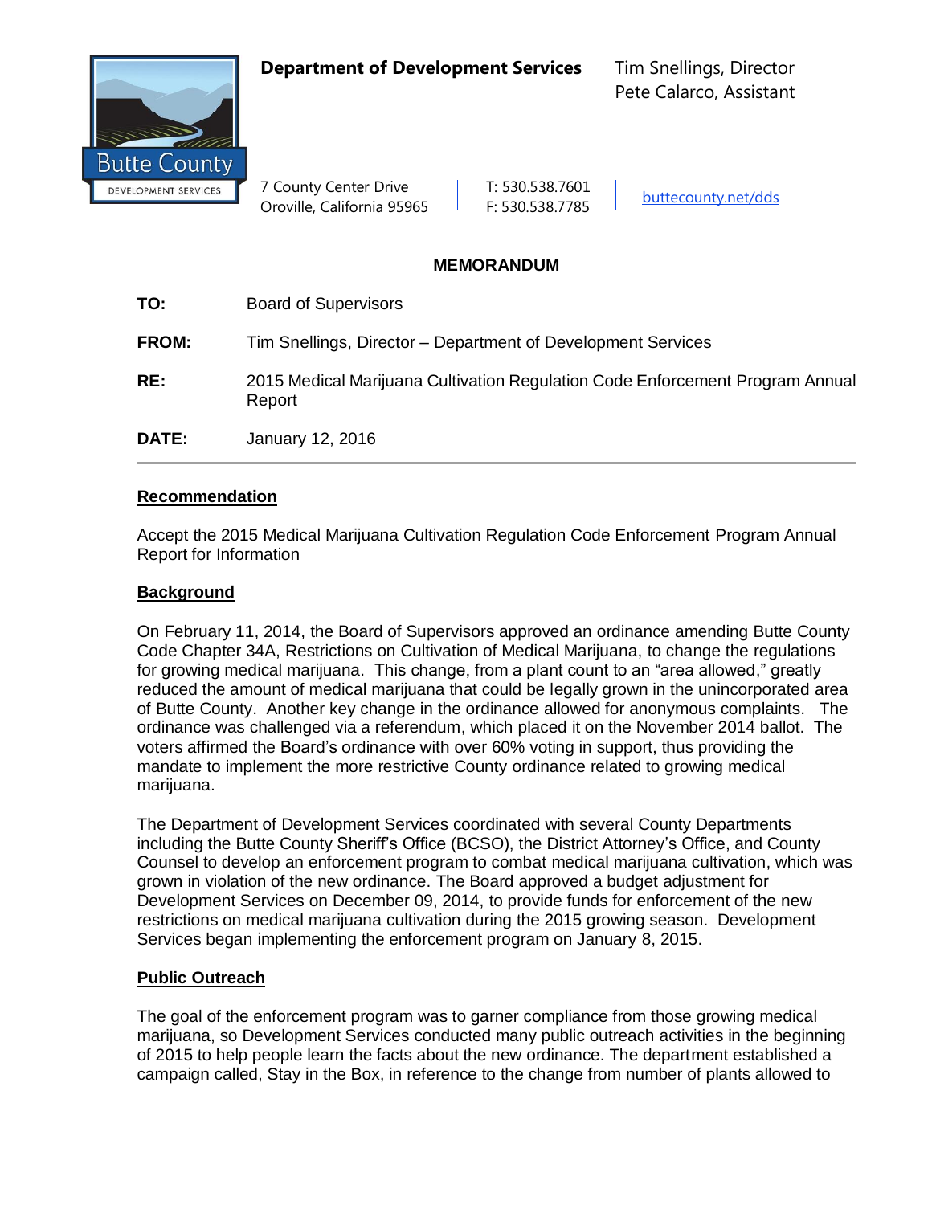**Department of Development Services**

Tim Snellings, Director
Pete Calarco, Assistant

Butte County
DEVELOPMENT SERVICES

7 County Center Drive
Oroville, California 95965

T: 530.538.7601
F: 530.538.7785

buttecounty.net/dds

## MEMORANDUM

**TO:** Board of Supervisors

**FROM:** Tim Snellings, Director – Department of Development Services

**RE:** 2015 Medical Marijuana Cultivation Regulation Code Enforcement Program Annual Report

**DATE:** January 12, 2016

---

### Recommendation

Accept the 2015 Medical Marijuana Cultivation Regulation Code Enforcement Program Annual Report for Information

### Background

On February 11, 2014, the Board of Supervisors approved an ordinance amending Butte County Code Chapter 34A, Restrictions on Cultivation of Medical Marijuana, to change the regulations for growing medical marijuana. This change, from a plant count to an "area allowed," greatly reduced the amount of medical marijuana that could be legally grown in the unincorporated area of Butte County. Another key change in the ordinance allowed for anonymous complaints. The ordinance was challenged via a referendum, which placed it on the November 2014 ballot. The voters affirmed the Board's ordinance with over 60% voting in support, thus providing the mandate to implement the more restrictive County ordinance related to growing medical marijuana.

The Department of Development Services coordinated with several County Departments including the Butte County Sheriff's Office (BCSO), the District Attorney's Office, and County Counsel to develop an enforcement program to combat medical marijuana cultivation, which was grown in violation of the new ordinance. The Board approved a budget adjustment for Development Services on December 09, 2014, to provide funds for enforcement of the new restrictions on medical marijuana cultivation during the 2015 growing season. Development Services began implementing the enforcement program on January 8, 2015.

### Public Outreach

The goal of the enforcement program was to garner compliance from those growing medical marijuana, so Development Services conducted many public outreach activities in the beginning of 2015 to help people learn the facts about the new ordinance. The department established a campaign called, Stay in the Box, in reference to the change from number of plants allowed to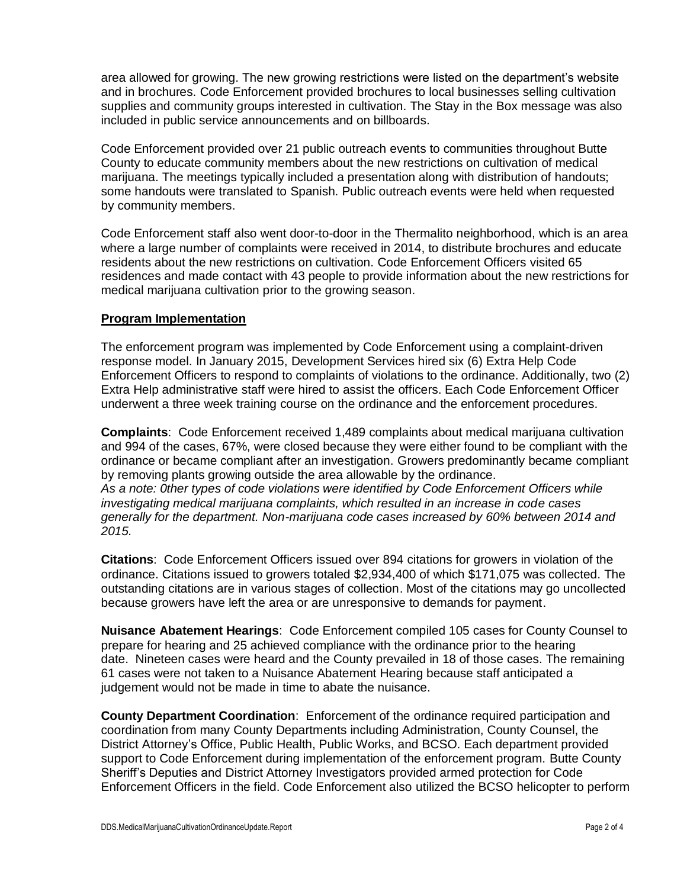area allowed for growing. The new growing restrictions were listed on the department's website and in brochures. Code Enforcement provided brochures to local businesses selling cultivation supplies and community groups interested in cultivation. The Stay in the Box message was also included in public service announcements and on billboards.

Code Enforcement provided over 21 public outreach events to communities throughout Butte County to educate community members about the new restrictions on cultivation of medical marijuana. The meetings typically included a presentation along with distribution of handouts; some handouts were translated to Spanish. Public outreach events were held when requested by community members.

Code Enforcement staff also went door-to-door in the Thermalito neighborhood, which is an area where a large number of complaints were received in 2014, to distribute brochures and educate residents about the new restrictions on cultivation. Code Enforcement Officers visited 65 residences and made contact with 43 people to provide information about the new restrictions for medical marijuana cultivation prior to the growing season.

**Program Implementation**

The enforcement program was implemented by Code Enforcement using a complaint-driven response model. In January 2015, Development Services hired six (6) Extra Help Code Enforcement Officers to respond to complaints of violations to the ordinance. Additionally, two (2) Extra Help administrative staff were hired to assist the officers. Each Code Enforcement Officer underwent a three week training course on the ordinance and the enforcement procedures.

**Complaints**: Code Enforcement received 1,489 complaints about medical marijuana cultivation and 994 of the cases, 67%, were closed because they were either found to be compliant with the ordinance or became compliant after an investigation. Growers predominantly became compliant by removing plants growing outside the area allowable by the ordinance.
*As a note: 0ther types of code violations were identified by Code Enforcement Officers while investigating medical marijuana complaints, which resulted in an increase in code cases generally for the department. Non-marijuana code cases increased by 60% between 2014 and 2015.*

**Citations**: Code Enforcement Officers issued over 894 citations for growers in violation of the ordinance. Citations issued to growers totaled $2,934,400 of which $171,075 was collected. The outstanding citations are in various stages of collection. Most of the citations may go uncollected because growers have left the area or are unresponsive to demands for payment.

**Nuisance Abatement Hearings**: Code Enforcement compiled 105 cases for County Counsel to prepare for hearing and 25 achieved compliance with the ordinance prior to the hearing date. Nineteen cases were heard and the County prevailed in 18 of those cases. The remaining 61 cases were not taken to a Nuisance Abatement Hearing because staff anticipated a judgement would not be made in time to abate the nuisance.

**County Department Coordination**: Enforcement of the ordinance required participation and coordination from many County Departments including Administration, County Counsel, the District Attorney's Office, Public Health, Public Works, and BCSO. Each department provided support to Code Enforcement during implementation of the enforcement program. Butte County Sheriff's Deputies and District Attorney Investigators provided armed protection for Code Enforcement Officers in the field. Code Enforcement also utilized the BCSO helicopter to perform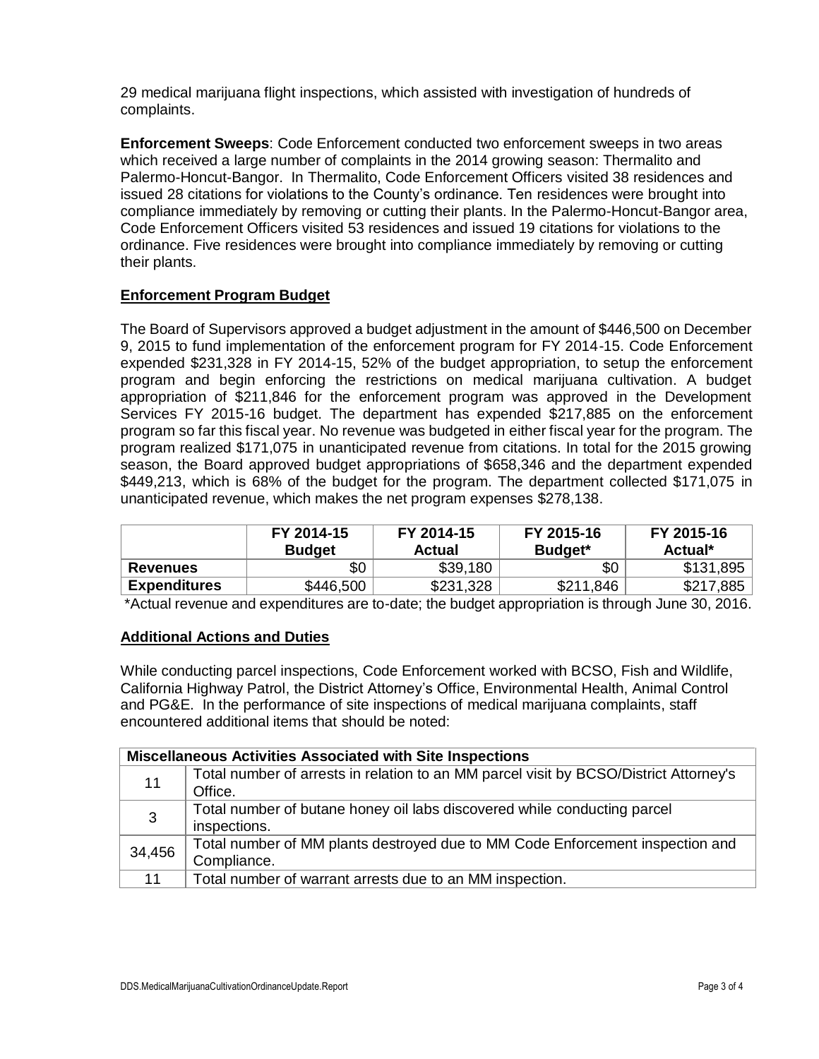29 medical marijuana flight inspections, which assisted with investigation of hundreds of complaints.

**Enforcement Sweeps**: Code Enforcement conducted two enforcement sweeps in two areas which received a large number of complaints in the 2014 growing season: Thermalito and Palermo-Honcut-Bangor. In Thermalito, Code Enforcement Officers visited 38 residences and issued 28 citations for violations to the County's ordinance. Ten residences were brought into compliance immediately by removing or cutting their plants. In the Palermo-Honcut-Bangor area, Code Enforcement Officers visited 53 residences and issued 19 citations for violations to the ordinance. Five residences were brought into compliance immediately by removing or cutting their plants.

## Enforcement Program Budget

The Board of Supervisors approved a budget adjustment in the amount of $446,500 on December 9, 2015 to fund implementation of the enforcement program for FY 2014-15. Code Enforcement expended $231,328 in FY 2014-15, 52% of the budget appropriation, to setup the enforcement program and begin enforcing the restrictions on medical marijuana cultivation. A budget appropriation of $211,846 for the enforcement program was approved in the Development Services FY 2015-16 budget. The department has expended $217,885 on the enforcement program so far this fiscal year. No revenue was budgeted in either fiscal year for the program. The program realized $171,075 in unanticipated revenue from citations. In total for the 2015 growing season, the Board approved budget appropriations of $658,346 and the department expended $449,213, which is 68% of the budget for the program. The department collected $171,075 in unanticipated revenue, which makes the net program expenses $278,138.

| | FY 2014-15 Budget | FY 2014-15 Actual | FY 2015-16 Budget* | FY 2015-16 Actual* |
|---|---|---|---|---|
| **Revenues** | $0 | $39,180 | $0 | $131,895 |
| **Expenditures** | $446,500 | $231,328 | $211,846 | $217,885 |

*Actual revenue and expenditures are to-date; the budget appropriation is through June 30, 2016.

## Additional Actions and Duties

While conducting parcel inspections, Code Enforcement worked with BCSO, Fish and Wildlife, California Highway Patrol, the District Attorney's Office, Environmental Health, Animal Control and PG&E. In the performance of site inspections of medical marijuana complaints, staff encountered additional items that should be noted:

| Miscellaneous Activities Associated with Site Inspections | |
|---|---|
| 11 | Total number of arrests in relation to an MM parcel visit by BCSO/District Attorney's Office. |
| 3 | Total number of butane honey oil labs discovered while conducting parcel inspections. |
| 34,456 | Total number of MM plants destroyed due to MM Code Enforcement inspection and Compliance. |
| 11 | Total number of warrant arrests due to an MM inspection. |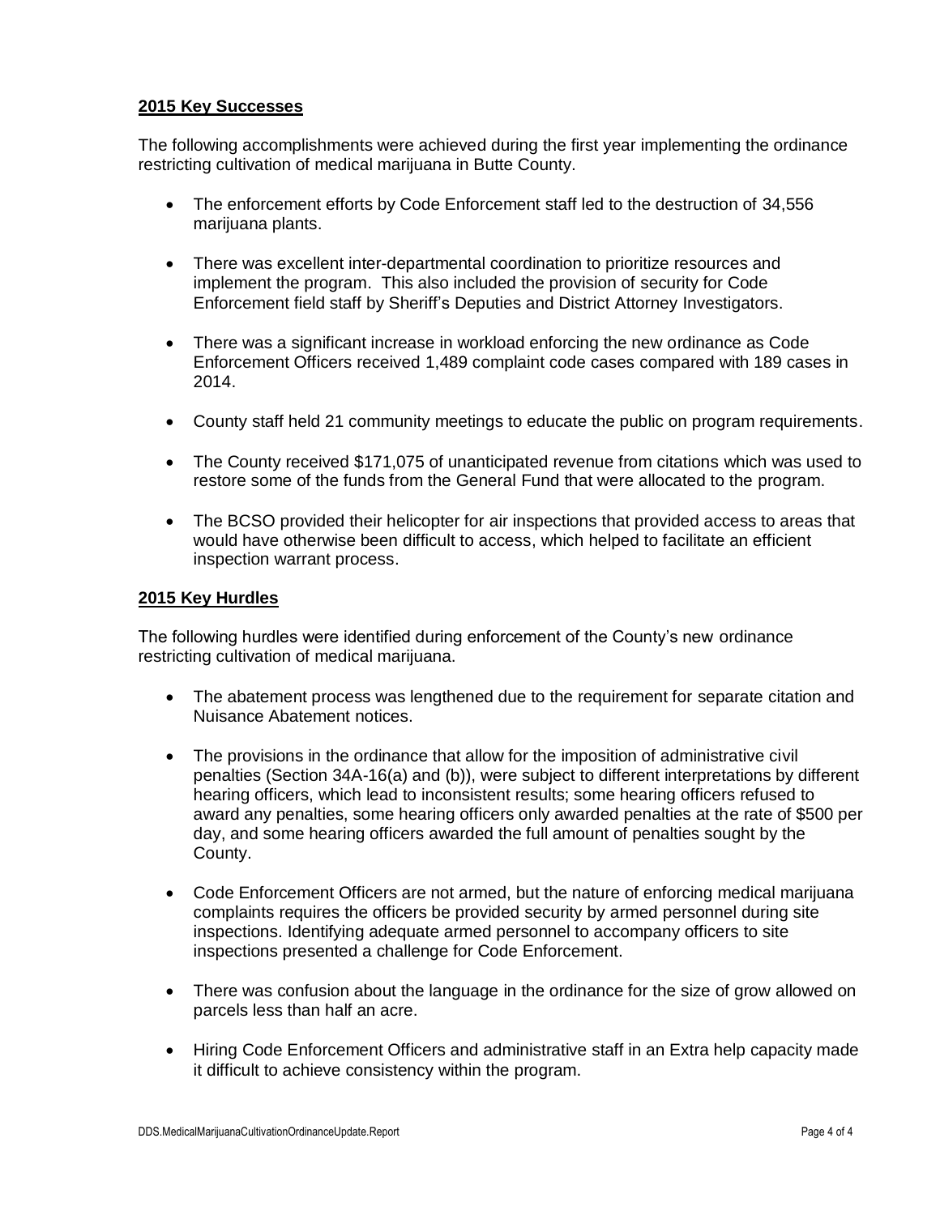**2015 Key Successes**

The following accomplishments were achieved during the first year implementing the ordinance restricting cultivation of medical marijuana in Butte County.

- The enforcement efforts by Code Enforcement staff led to the destruction of 34,556 marijuana plants.
- There was excellent inter-departmental coordination to prioritize resources and implement the program. This also included the provision of security for Code Enforcement field staff by Sheriff's Deputies and District Attorney Investigators.
- There was a significant increase in workload enforcing the new ordinance as Code Enforcement Officers received 1,489 complaint code cases compared with 189 cases in 2014.
- County staff held 21 community meetings to educate the public on program requirements.
- The County received $171,075 of unanticipated revenue from citations which was used to restore some of the funds from the General Fund that were allocated to the program.
- The BCSO provided their helicopter for air inspections that provided access to areas that would have otherwise been difficult to access, which helped to facilitate an efficient inspection warrant process.

**2015 Key Hurdles**

The following hurdles were identified during enforcement of the County's new ordinance restricting cultivation of medical marijuana.

- The abatement process was lengthened due to the requirement for separate citation and Nuisance Abatement notices.
- The provisions in the ordinance that allow for the imposition of administrative civil penalties (Section 34A-16(a) and (b)), were subject to different interpretations by different hearing officers, which lead to inconsistent results; some hearing officers refused to award any penalties, some hearing officers only awarded penalties at the rate of $500 per day, and some hearing officers awarded the full amount of penalties sought by the County.
- Code Enforcement Officers are not armed, but the nature of enforcing medical marijuana complaints requires the officers be provided security by armed personnel during site inspections. Identifying adequate armed personnel to accompany officers to site inspections presented a challenge for Code Enforcement.
- There was confusion about the language in the ordinance for the size of grow allowed on parcels less than half an acre.
- Hiring Code Enforcement Officers and administrative staff in an Extra help capacity made it difficult to achieve consistency within the program.